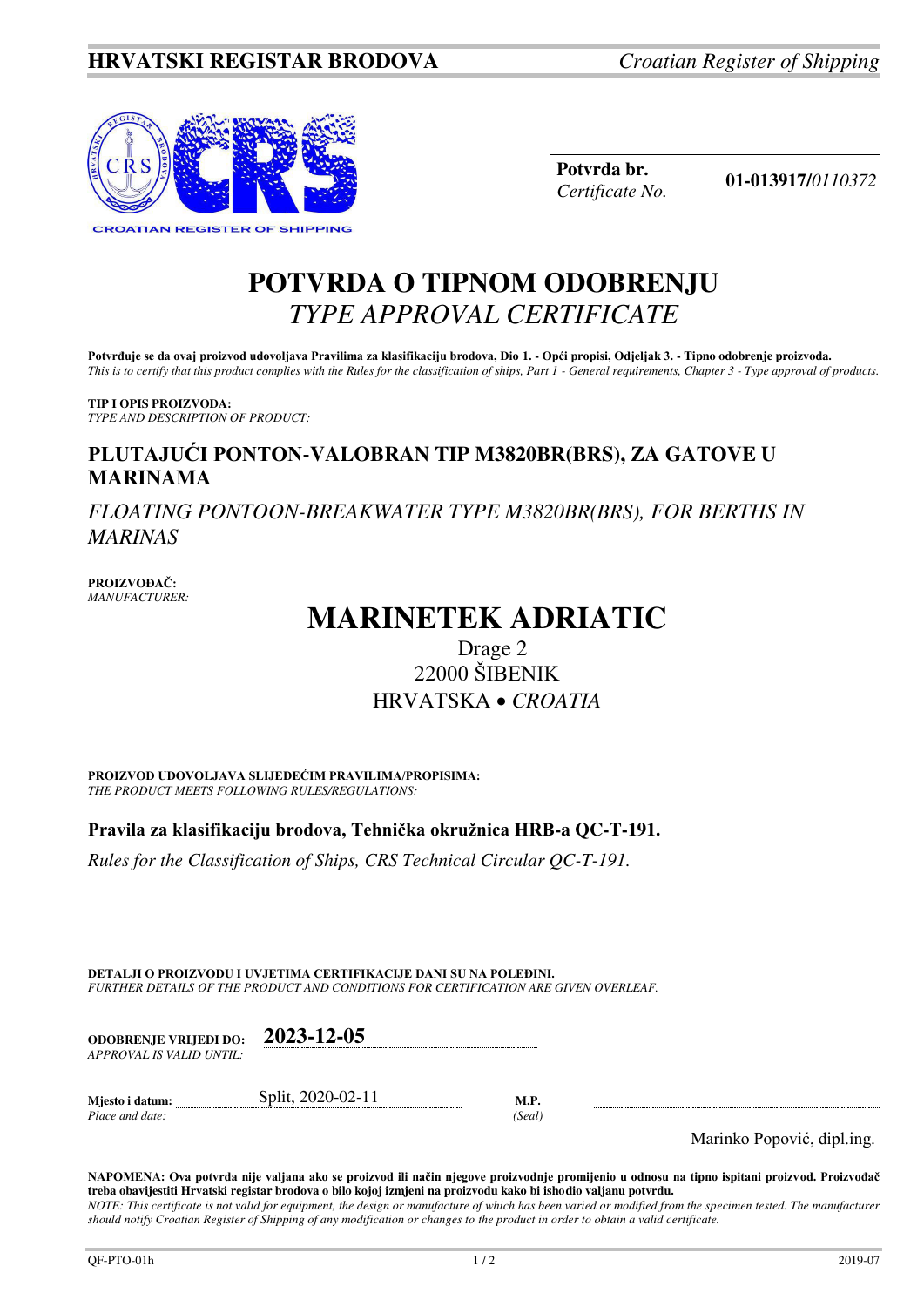**HRVATSKI REGISTAR BRODOVA** *Croatian Register of Shipping*

| **Potvrda br.** *Certificate No.* | **01-013917/***0110372* |
|---|---|

# POTVRDA O TIPNOM ODOBRENJU
# *TYPE APPROVAL CERTIFICATE*

**Potvrđuje se da ovaj proizvod udovoljava Pravilima za klasifikaciju brodova, Dio 1. - Opći propisi, Odjeljak 3. - Tipno odobrenje proizvoda.**
*This is to certify that this product complies with the Rules for the classification of ships, Part 1 - General requirements, Chapter 3 - Type approval of products.*

**TIP I OPIS PROIZVODA:**
*TYPE AND DESCRIPTION OF PRODUCT:*

## PLUTAJUĆI PONTON-VALOBRAN TIP M3820BR(BRS), ZA GATOVE U MARINAMA

## *FLOATING PONTOON-BREAKWATER TYPE M3820BR(BRS), FOR BERTHS IN MARINAS*

**PROIZVOĐAČ:**
*MANUFACTURER:*

# MARINETEK ADRIATIC

Drage 2
22000 ŠIBENIK
HRVATSKA • *CROATIA*

**PROIZVOD UDOVOLJAVA SLIJEDEĆIM PRAVILIMA/PROPISIMA:**
*THE PRODUCT MEETS FOLLOWING RULES/REGULATIONS:*

**Pravila za klasifikaciju brodova, Tehnička okružnica HRB-a QC-T-191.**

*Rules for the Classification of Ships, CRS Technical Circular QC-T-191.*

**DETALJI O PROIZVODU I UVJETIMA CERTIFIKACIJE DANI SU NA POLEĐINI.**
*FURTHER DETAILS OF THE PRODUCT AND CONDITIONS FOR CERTIFICATION ARE GIVEN OVERLEAF.*

**ODOBRENJE VRIJEDI DO:** *APPROVAL IS VALID UNTIL:* **2023-12-05**

**Mjesto i datum:** *Place and date:* Split, 2020-02-11

**M.P.** *(Seal)*

Marinko Popović, dipl.ing.

**NAPOMENA: Ova potvrda nije valjana ako se proizvod ili način njegove proizvodnje promijenio u odnosu na tipno ispitani proizvod. Proizvođač treba obavijestiti Hrvatski registar brodova o bilo kojoj izmjeni na proizvodu kako bi ishodio valjanu potvrdu.**
*NOTE: This certificate is not valid for equipment, the design or manufacture of which has been varied or modified from the specimen tested. The manufacturer should notify Croatian Register of Shipping of any modification or changes to the product in order to obtain a valid certificate.*

QF-PTO-01h 2019-07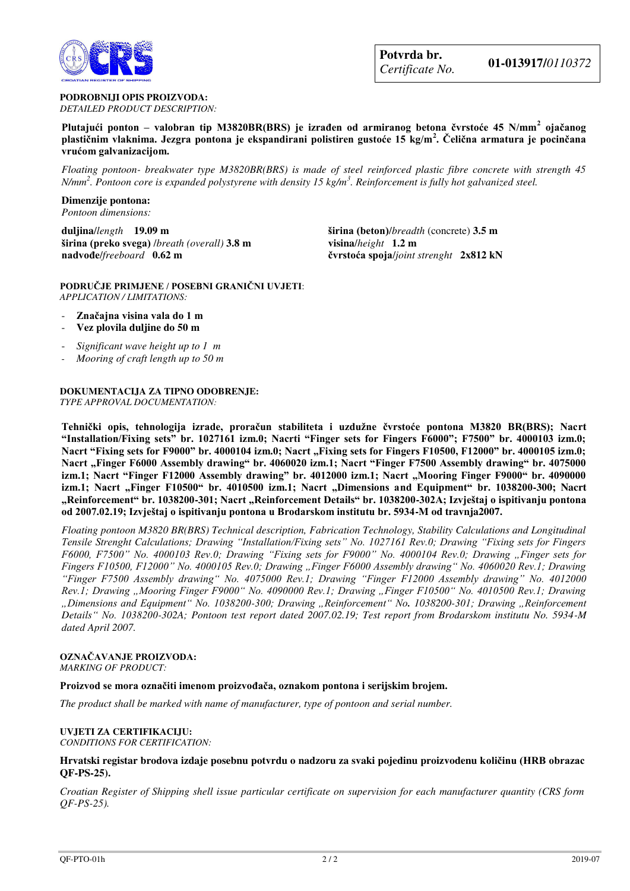**Potvrda br.** *Certificate No.* **01-013917/***0110372*

**PODROBNIJI OPIS PROIZVODA:**
*DETAILED PRODUCT DESCRIPTION:*

**Plutajući ponton – valobran tip M3820BR(BRS) je izrađen od armiranog betona čvrstoće 45 N/mm$^2$ ojačanog plastičnim vlaknima. Jezgra pontona je ekspandirani polistiren gustoće 15 kg/m$^2$. Čelična armatura je pocinčana vrućom galvanizacijom.**

*Floating pontoon- breakwater type M3820BR(BRS) is made of steel reinforced plastic fibre concrete with strength 45 N/mm$^2$. Pontoon core is expanded polystyrene with density 15 kg/m$^3$. Reinforcement is fully hot galvanized steel.*

**Dimenzije pontona:**
*Pontoon dimensions:*

**duljina/***length* **19.09 m**
**širina (preko svega) /***breath (overall)* **3.8 m**
**nadvođe/***freeboard* **0.62 m**
**širina (beton)/***breadth* (concrete) **3.5 m**
**visina/***height* **1.2 m**
**čvrstoća spoja/***joint strenght* **2x812 kN**

**PODRUČJE PRIMJENE / POSEBNI GRANIČNI UVJETI**:
*APPLICATION / LIMITATIONS:*

- **Značajna visina vala do 1 m**
- **Vez plovila duljine do 50 m**

- *Significant wave height up to 1 m*
- *Mooring of craft length up to 50 m*

**DOKUMENTACIJA ZA TIPNO ODOBRENJE:**
*TYPE APPROVAL DOCUMENTATION:*

**Tehnički opis, tehnologija izrade, proračun stabiliteta i uzdužne čvrstoće pontona M3820 BR(BRS); Nacrt "Installation/Fixing sets" br. 1027161 izm.0; Nacrti "Finger sets for Fingers F6000"; F7500" br. 4000103 izm.0; Nacrt "Fixing sets for F9000" br. 4000104 izm.0; Nacrt „Fixing sets for Fingers F10500, F12000" br. 4000105 izm.0; Nacrt „Finger F6000 Assembly drawing" br. 4060020 izm.1; Nacrt "Finger F7500 Assembly drawing" br. 4075000 izm.1; Nacrt "Finger F12000 Assembly drawing" br. 4012000 izm.1; Nacrt „Mooring Finger F9000" br. 4090000 izm.1; Nacrt „Finger F10500" br. 4010500 izm.1; Nacrt „Dimensions and Equipment" br. 1038200-300; Nacrt „Reinforcement" br. 1038200-301; Nacrt „Reinforcement Details" br. 1038200-302A; Izvještaj o ispitivanju pontona od 2007.02.19; Izvještaj o ispitivanju pontona u Brodarskom institutu br. 5934-M od travnja2007.**

*Floating pontoon M3820 BR(BRS) Technical description, Fabrication Technology, Stability Calculations and Longitudinal Tensile Strenght Calculations; Drawing "Installation/Fixing sets" No. 1027161 Rev.0; Drawing "Fixing sets for Fingers F6000, F7500" No. 4000103 Rev.0; Drawing "Fixing sets for F9000" No. 4000104 Rev.0; Drawing „Finger sets for Fingers F10500, F12000" No. 4000105 Rev.0; Drawing „Finger F6000 Assembly drawing" No. 4060020 Rev.1; Drawing "Finger F7500 Assembly drawing" No. 4075000 Rev.1; Drawing "Finger F12000 Assembly drawing" No. 4012000 Rev.1; Drawing „Mooring Finger F9000" No. 4090000 Rev.1; Drawing „Finger F10500" No. 4010500 Rev.1; Drawing „Dimensions and Equipment" No. 1038200-300; Drawing „Reinforcement" No. 1038200-301; Drawing „Reinforcement Details" No. 1038200-302A; Pontoon test report dated 2007.02.19; Test report from Brodarskom institutu No. 5934-M dated April 2007.*

**OZNAČAVANJE PROIZVODA:**
*MARKING OF PRODUCT:*

**Proizvod se mora označiti imenom proizvođača, oznakom pontona i serijskim brojem.**

*The product shall be marked with name of manufacturer, type of pontoon and serial number.*

**UVJETI ZA CERTIFIKACIJU:**
*CONDITIONS FOR CERTIFICATION:*

**Hrvatski registar brodova izdaje posebnu potvrdu o nadzoru za svaki pojedinu proizvodenu količinu (HRB obrazac QF-PS-25).**

*Croatian Register of Shipping shell issue particular certificate on supervision for each manufacturer quantity (CRS form QF-PS-25).*